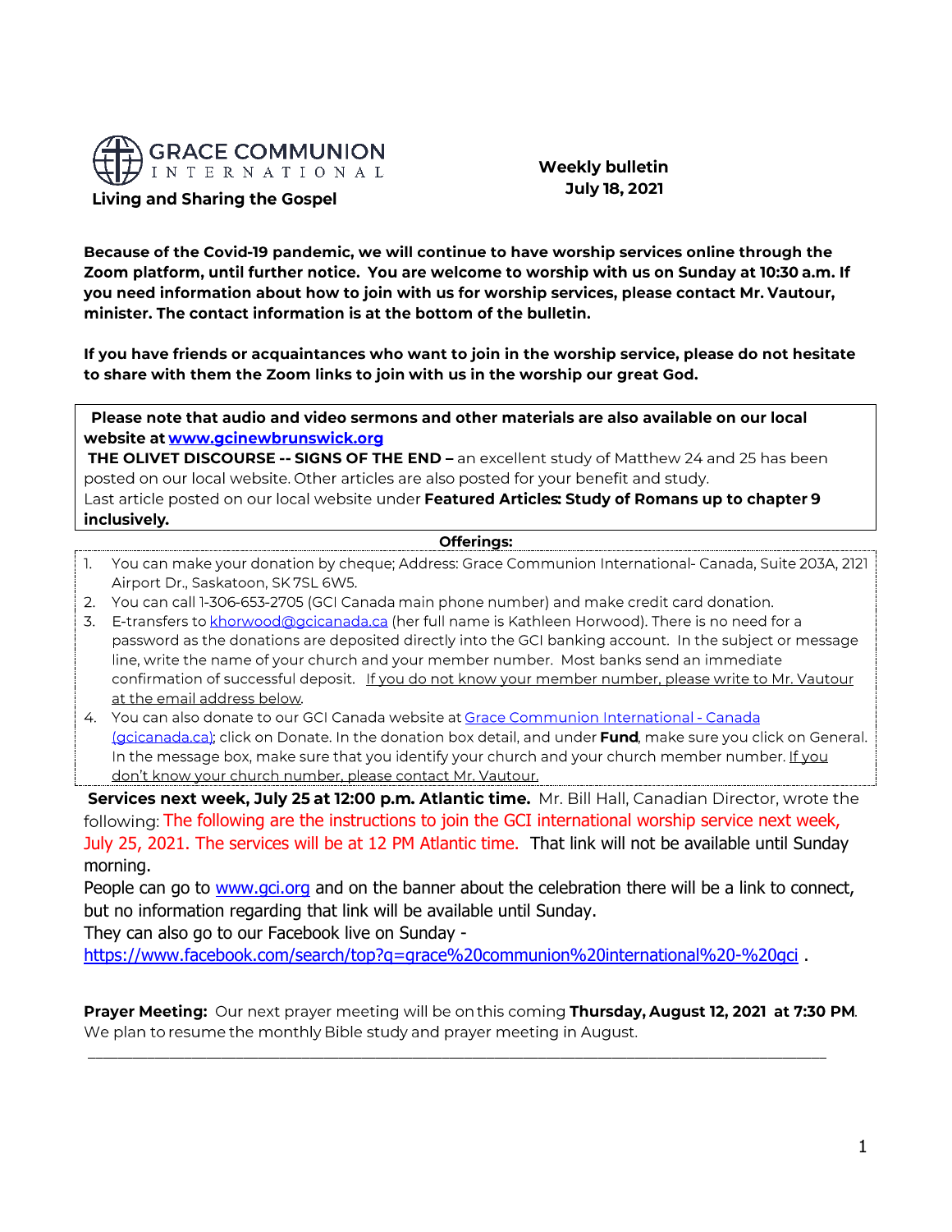GRACE COMMUNION INTERNATIONAL

**Living and Sharing the Gospel**

**Weekly bulletin**
**July 18, 2021**

**Because of the Covid-19 pandemic, we will continue to have worship services online through the Zoom platform, until further notice. You are welcome to worship with us on Sunday at 10:30 a.m. If you need information about how to join with us for worship services, please contact Mr. Vautour, minister. The contact information is at the bottom of the bulletin.**

**If you have friends or acquaintances who want to join in the worship service, please do not hesitate to share with them the Zoom links to join with us in the worship our great God.**

**Please note that audio and video sermons and other materials are also available on our local website at [www.gcinewbrunswick.org](www.gcinewbrunswick.org)**
**THE OLIVET DISCOURSE -- SIGNS OF THE END –** an excellent study of Matthew 24 and 25 has been posted on our local website. Other articles are also posted for your benefit and study.
Last article posted on our local website under **Featured Articles: Study of Romans up to chapter 9 inclusively.**

**Offerings:**

1. You can make your donation by cheque; Address: Grace Communion International- Canada, Suite 203A, 2121 Airport Dr., Saskatoon, SK 7SL 6W5.
2. You can call 1-306-653-2705 (GCI Canada main phone number) and make credit card donation.
3. E-transfers to khorwood@gcicanada.ca (her full name is Kathleen Horwood). There is no need for a password as the donations are deposited directly into the GCI banking account. In the subject or message line, write the name of your church and your member number. Most banks send an immediate confirmation of successful deposit. If you do not know your member number, please write to Mr. Vautour at the email address below.
4. You can also donate to our GCI Canada website at Grace Communion International - Canada (gcicanada.ca); click on Donate. In the donation box detail, and under **Fund**, make sure you click on General. In the message box, make sure that you identify your church and your church member number. If you don't know your church number, please contact Mr. Vautour.

**Services next week, July 25 at 12:00 p.m. Atlantic time.** Mr. Bill Hall, Canadian Director, wrote the following: The following are the instructions to join the GCI international worship service next week, July 25, 2021. The services will be at 12 PM Atlantic time. That link will not be available until Sunday morning.
People can go to [www.gci.org](www.gci.org) and on the banner about the celebration there will be a link to connect, but no information regarding that link will be available until Sunday.
They can also go to our Facebook live on Sunday -
https://www.facebook.com/search/top?q=grace%20communion%20international%20-%20gci .

**Prayer Meeting:** Our next prayer meeting will be on this coming **Thursday, August 12, 2021 at 7:30 PM**. We plan to resume the monthly Bible study and prayer meeting in August.

---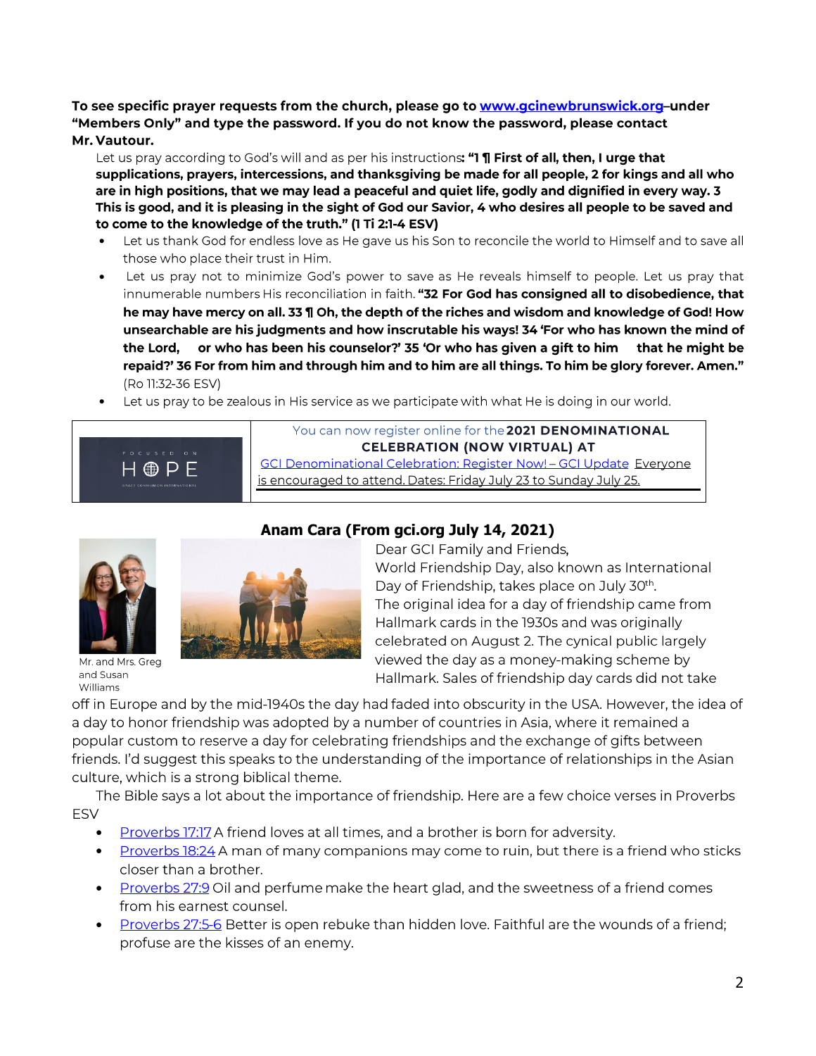**To see specific prayer requests from the church, please go to [www.gcinewbrunswick.org](http://www.gcinewbrunswick.org) under "Members Only" and type the password. If you do not know the password, please contact Mr. Vautour.**

Let us pray according to God's will and as per his instructions**: "1 ¶ First of all, then, I urge that supplications, prayers, intercessions, and thanksgiving be made for all people, 2 for kings and all who are in high positions, that we may lead a peaceful and quiet life, godly and dignified in every way. 3 This is good, and it is pleasing in the sight of God our Savior, 4 who desires all people to be saved and to come to the knowledge of the truth." (1 Ti 2:1-4 ESV)**

- Let us thank God for endless love as He gave us his Son to reconcile the world to Himself and to save all those who place their trust in Him.
- Let us pray not to minimize God's power to save as He reveals himself to people. Let us pray that innumerable numbers His reconciliation in faith. **"32 For God has consigned all to disobedience, that he may have mercy on all. 33 ¶ Oh, the depth of the riches and wisdom and knowledge of God! How unsearchable are his judgments and how inscrutable his ways! 34 'For who has known the mind of the Lord, or who has been his counselor?' 35 'Or who has given a gift to him that he might be repaid?' 36 For from him and through him and to him are all things. To him be glory forever. Amen."** (Ro 11:32-36 ESV)
- Let us pray to be zealous in His service as we participate with what He is doing in our world.

FOCUSED ON HOPE – GRACE COMMUNION INTERNATIONAL

You can now register online for the **2021 DENOMINATIONAL CELEBRATION (NOW VIRTUAL) AT** [GCI Denominational Celebration: Register Now! – GCI Update](#) Everyone is encouraged to attend. Dates: Friday July 23 to Sunday July 25.

## Anam Cara (From gci.org July 14, 2021)

Mr. and Mrs. Greg and Susan Williams

Dear GCI Family and Friends,

World Friendship Day, also known as International Day of Friendship, takes place on July 30th.

The original idea for a day of friendship came from Hallmark cards in the 1930s and was originally celebrated on August 2. The cynical public largely viewed the day as a money-making scheme by Hallmark. Sales of friendship day cards did not take off in Europe and by the mid-1940s the day had faded into obscurity in the USA. However, the idea of a day to honor friendship was adopted by a number of countries in Asia, where it remained a popular custom to reserve a day for celebrating friendships and the exchange of gifts between friends. I'd suggest this speaks to the understanding of the importance of relationships in the Asian culture, which is a strong biblical theme.

The Bible says a lot about the importance of friendship. Here are a few choice verses in Proverbs ESV

- [Proverbs 17:17](#) A friend loves at all times, and a brother is born for adversity.
- [Proverbs 18:24](#) A man of many companions may come to ruin, but there is a friend who sticks closer than a brother.
- [Proverbs 27:9](#) Oil and perfume make the heart glad, and the sweetness of a friend comes from his earnest counsel.
- [Proverbs 27:5-6](#) Better is open rebuke than hidden love. Faithful are the wounds of a friend; profuse are the kisses of an enemy.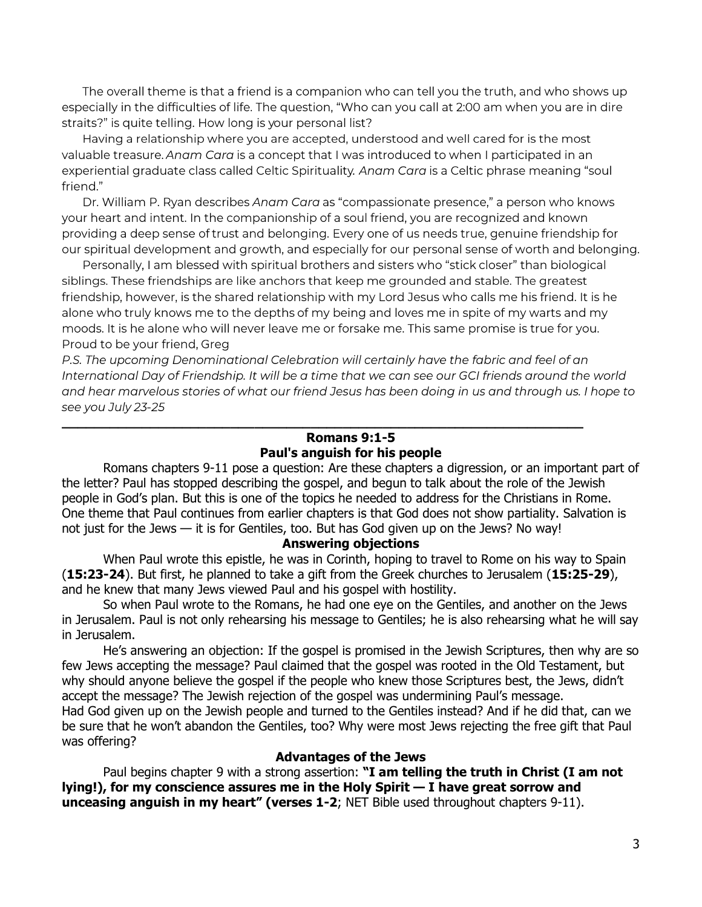The overall theme is that a friend is a companion who can tell you the truth, and who shows up especially in the difficulties of life. The question, "Who can you call at 2:00 am when you are in dire straits?" is quite telling. How long is your personal list?

Having a relationship where you are accepted, understood and well cared for is the most valuable treasure. *Anam Cara* is a concept that I was introduced to when I participated in an experiential graduate class called Celtic Spirituality. *Anam Cara* is a Celtic phrase meaning "soul friend."

Dr. William P. Ryan describes *Anam Cara* as "compassionate presence," a person who knows your heart and intent. In the companionship of a soul friend, you are recognized and known providing a deep sense of trust and belonging. Every one of us needs true, genuine friendship for our spiritual development and growth, and especially for our personal sense of worth and belonging.

Personally, I am blessed with spiritual brothers and sisters who "stick closer" than biological siblings. These friendships are like anchors that keep me grounded and stable. The greatest friendship, however, is the shared relationship with my Lord Jesus who calls me his friend. It is he alone who truly knows me to the depths of my being and loves me in spite of my warts and my moods. It is he alone who will never leave me or forsake me. This same promise is true for you.
Proud to be your friend, Greg

*P.S. The upcoming Denominational Celebration will certainly have the fabric and feel of an International Day of Friendship. It will be a time that we can see our GCI friends around the world and hear marvelous stories of what our friend Jesus has been doing in us and through us. I hope to see you July 23-25*

---

## Romans 9:1-5
## Paul's anguish for his people

Romans chapters 9-11 pose a question: Are these chapters a digression, or an important part of the letter? Paul has stopped describing the gospel, and begun to talk about the role of the Jewish people in God's plan. But this is one of the topics he needed to address for the Christians in Rome. One theme that Paul continues from earlier chapters is that God does not show partiality. Salvation is not just for the Jews — it is for Gentiles, too. But has God given up on the Jews? No way!

### Answering objections

When Paul wrote this epistle, he was in Corinth, hoping to travel to Rome on his way to Spain (**15:23-24**). But first, he planned to take a gift from the Greek churches to Jerusalem (**15:25-29**), and he knew that many Jews viewed Paul and his gospel with hostility.

So when Paul wrote to the Romans, he had one eye on the Gentiles, and another on the Jews in Jerusalem. Paul is not only rehearsing his message to Gentiles; he is also rehearsing what he will say in Jerusalem.

He's answering an objection: If the gospel is promised in the Jewish Scriptures, then why are so few Jews accepting the message? Paul claimed that the gospel was rooted in the Old Testament, but why should anyone believe the gospel if the people who knew those Scriptures best, the Jews, didn't accept the message? The Jewish rejection of the gospel was undermining Paul's message.
Had God given up on the Jewish people and turned to the Gentiles instead? And if he did that, can we be sure that he won't abandon the Gentiles, too? Why were most Jews rejecting the free gift that Paul was offering?

### Advantages of the Jews

Paul begins chapter 9 with a strong assertion: **"I am telling the truth in Christ (I am not lying!), for my conscience assures me in the Holy Spirit — I have great sorrow and unceasing anguish in my heart" (verses 1-2**; NET Bible used throughout chapters 9-11).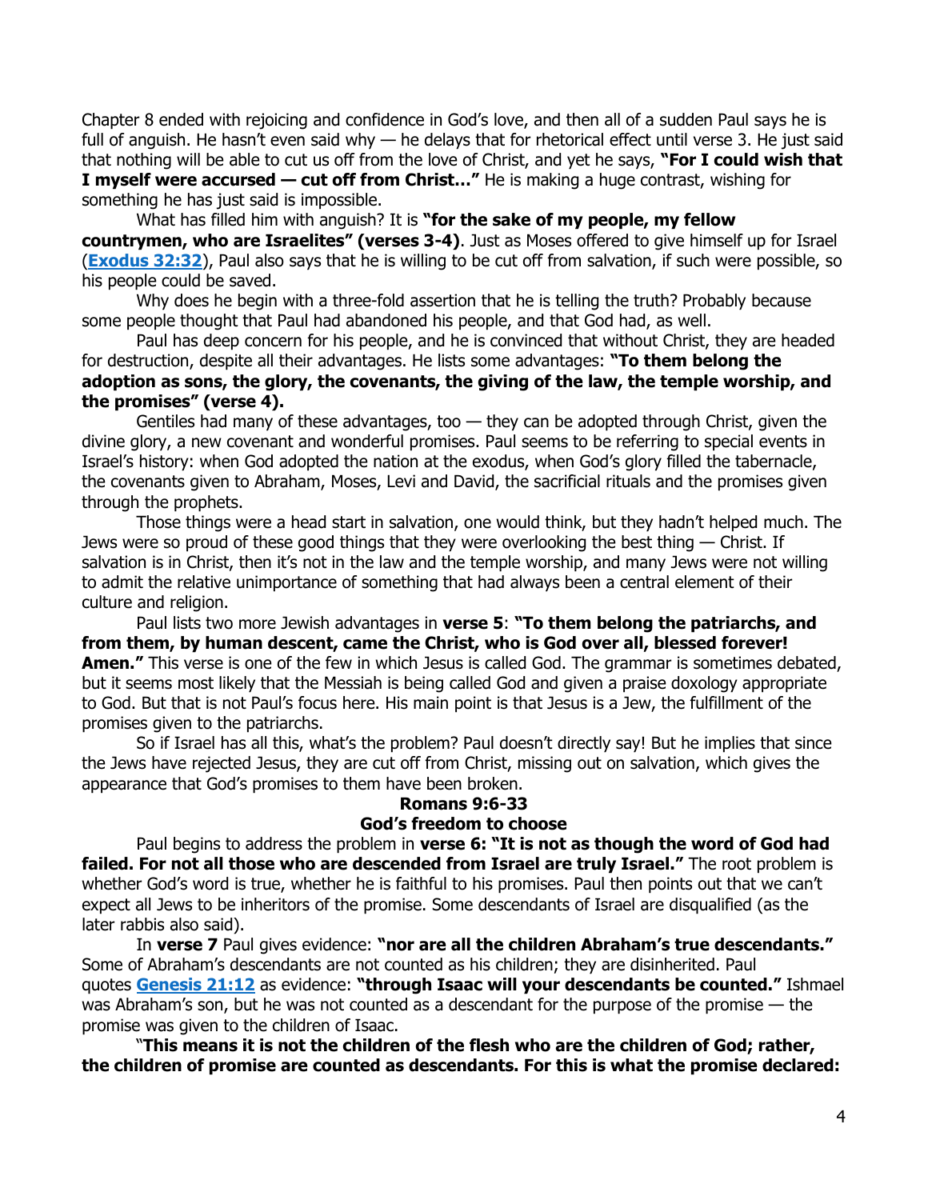Chapter 8 ended with rejoicing and confidence in God's love, and then all of a sudden Paul says he is full of anguish. He hasn't even said why — he delays that for rhetorical effect until verse 3. He just said that nothing will be able to cut us off from the love of Christ, and yet he says, **"For I could wish that I myself were accursed — cut off from Christ…"** He is making a huge contrast, wishing for something he has just said is impossible.

What has filled him with anguish? It is **"for the sake of my people, my fellow countrymen, who are Israelites" (verses 3-4)**. Just as Moses offered to give himself up for Israel (**Exodus 32:32**), Paul also says that he is willing to be cut off from salvation, if such were possible, so his people could be saved.

Why does he begin with a three-fold assertion that he is telling the truth? Probably because some people thought that Paul had abandoned his people, and that God had, as well.

Paul has deep concern for his people, and he is convinced that without Christ, they are headed for destruction, despite all their advantages. He lists some advantages: **"To them belong the adoption as sons, the glory, the covenants, the giving of the law, the temple worship, and the promises" (verse 4).**

Gentiles had many of these advantages, too — they can be adopted through Christ, given the divine glory, a new covenant and wonderful promises. Paul seems to be referring to special events in Israel's history: when God adopted the nation at the exodus, when God's glory filled the tabernacle, the covenants given to Abraham, Moses, Levi and David, the sacrificial rituals and the promises given through the prophets.

Those things were a head start in salvation, one would think, but they hadn't helped much. The Jews were so proud of these good things that they were overlooking the best thing — Christ. If salvation is in Christ, then it's not in the law and the temple worship, and many Jews were not willing to admit the relative unimportance of something that had always been a central element of their culture and religion.

Paul lists two more Jewish advantages in **verse 5**: **"To them belong the patriarchs, and from them, by human descent, came the Christ, who is God over all, blessed forever! Amen."** This verse is one of the few in which Jesus is called God. The grammar is sometimes debated, but it seems most likely that the Messiah is being called God and given a praise doxology appropriate to God. But that is not Paul's focus here. His main point is that Jesus is a Jew, the fulfillment of the promises given to the patriarchs.

So if Israel has all this, what's the problem? Paul doesn't directly say! But he implies that since the Jews have rejected Jesus, they are cut off from Christ, missing out on salvation, which gives the appearance that God's promises to them have been broken.

**Romans 9:6-33**

**God's freedom to choose**

Paul begins to address the problem in **verse 6: "It is not as though the word of God had failed. For not all those who are descended from Israel are truly Israel."** The root problem is whether God's word is true, whether he is faithful to his promises. Paul then points out that we can't expect all Jews to be inheritors of the promise. Some descendants of Israel are disqualified (as the later rabbis also said).

In **verse 7** Paul gives evidence: **"nor are all the children Abraham's true descendants."** Some of Abraham's descendants are not counted as his children; they are disinherited. Paul quotes **Genesis 21:12** as evidence: **"through Isaac will your descendants be counted."** Ishmael was Abraham's son, but he was not counted as a descendant for the purpose of the promise — the promise was given to the children of Isaac.

"**This means it is not the children of the flesh who are the children of God; rather, the children of promise are counted as descendants. For this is what the promise declared:**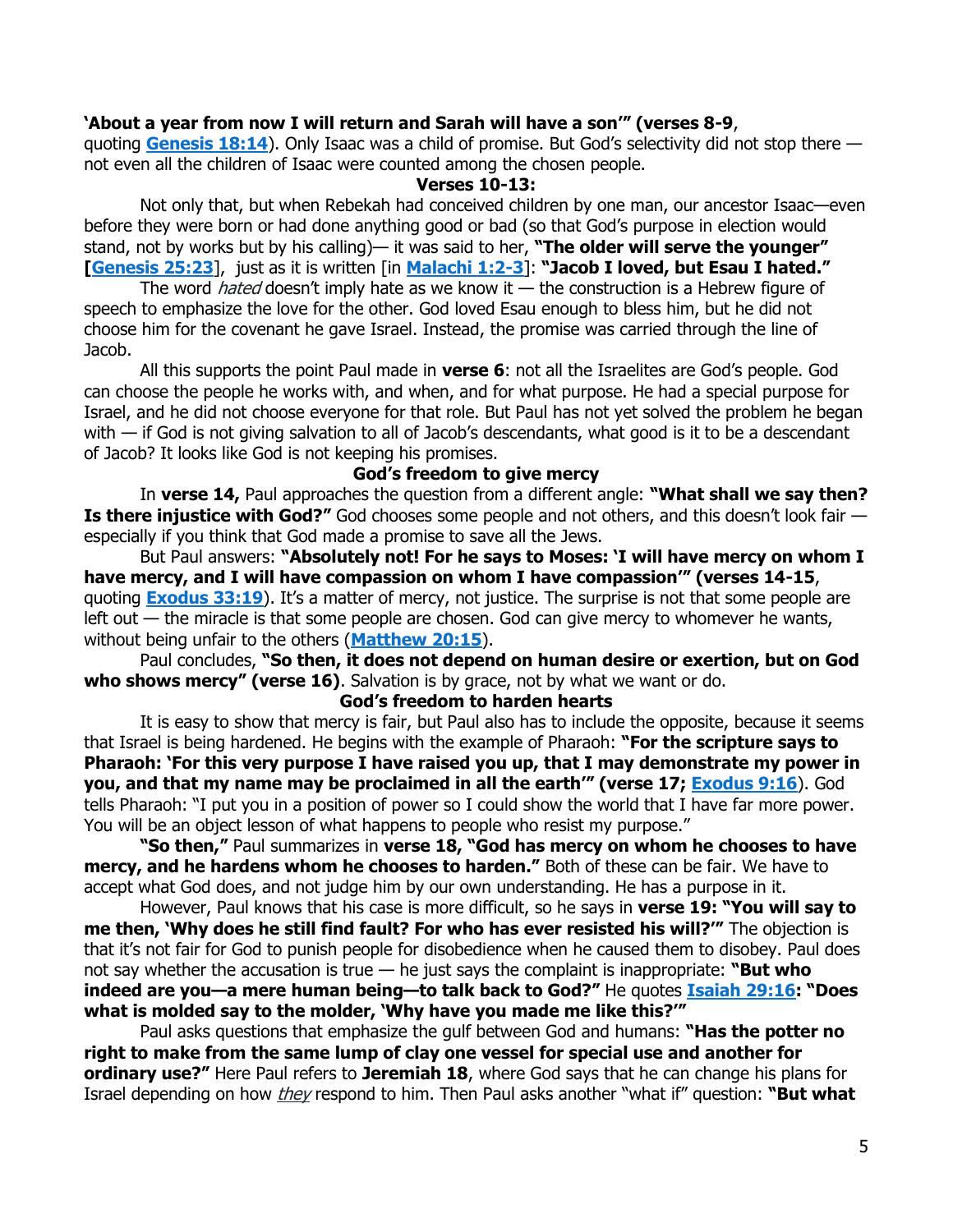**'About a year from now I will return and Sarah will have a son'" (verses 8-9**, quoting **[Genesis 18:14]**). Only Isaac was a child of promise. But God's selectivity did not stop there — not even all the children of Isaac were counted among the chosen people.

**Verses 10-13:**

Not only that, but when Rebekah had conceived children by one man, our ancestor Isaac—even before they were born or had done anything good or bad (so that God's purpose in election would stand, not by works but by his calling)— it was said to her, **"The older will serve the younger" [[Genesis 25:23]**], just as it is written [in **[Malachi 1:2-3]**]: **"Jacob I loved, but Esau I hated."**

The word *hated* doesn't imply hate as we know it — the construction is a Hebrew figure of speech to emphasize the love for the other. God loved Esau enough to bless him, but he did not choose him for the covenant he gave Israel. Instead, the promise was carried through the line of Jacob.

All this supports the point Paul made in **verse 6**: not all the Israelites are God's people. God can choose the people he works with, and when, and for what purpose. He had a special purpose for Israel, and he did not choose everyone for that role. But Paul has not yet solved the problem he began with — if God is not giving salvation to all of Jacob's descendants, what good is it to be a descendant of Jacob? It looks like God is not keeping his promises.

**God's freedom to give mercy**

In **verse 14,** Paul approaches the question from a different angle: **"What shall we say then? Is there injustice with God?"** God chooses some people and not others, and this doesn't look fair — especially if you think that God made a promise to save all the Jews.

But Paul answers: **"Absolutely not! For he says to Moses: 'I will have mercy on whom I have mercy, and I will have compassion on whom I have compassion'" (verses 14-15**, quoting **[Exodus 33:19]**). It's a matter of mercy, not justice. The surprise is not that some people are left out — the miracle is that some people are chosen. God can give mercy to whomever he wants, without being unfair to the others (**[Matthew 20:15]**).

Paul concludes, **"So then, it does not depend on human desire or exertion, but on God who shows mercy" (verse 16)**. Salvation is by grace, not by what we want or do.

**God's freedom to harden hearts**

It is easy to show that mercy is fair, but Paul also has to include the opposite, because it seems that Israel is being hardened. He begins with the example of Pharaoh: **"For the scripture says to Pharaoh: 'For this very purpose I have raised you up, that I may demonstrate my power in you, and that my name may be proclaimed in all the earth'" (verse 17; [Exodus 9:16]**). God tells Pharaoh: "I put you in a position of power so I could show the world that I have far more power. You will be an object lesson of what happens to people who resist my purpose."

**"So then,"** Paul summarizes in **verse 18, "God has mercy on whom he chooses to have mercy, and he hardens whom he chooses to harden."** Both of these can be fair. We have to accept what God does, and not judge him by our own understanding. He has a purpose in it.

However, Paul knows that his case is more difficult, so he says in **verse 19: "You will say to me then, 'Why does he still find fault? For who has ever resisted his will?'"** The objection is that it's not fair for God to punish people for disobedience when he caused them to disobey. Paul does not say whether the accusation is true — he just says the complaint is inappropriate: **"But who indeed are you—a mere human being—to talk back to God?"** He quotes **[Isaiah 29:16]: "Does what is molded say to the molder, 'Why have you made me like this?'"**

Paul asks questions that emphasize the gulf between God and humans: **"Has the potter no right to make from the same lump of clay one vessel for special use and another for ordinary use?"** Here Paul refers to **Jeremiah 18**, where God says that he can change his plans for Israel depending on how *they* respond to him. Then Paul asks another "what if" question: **"But what**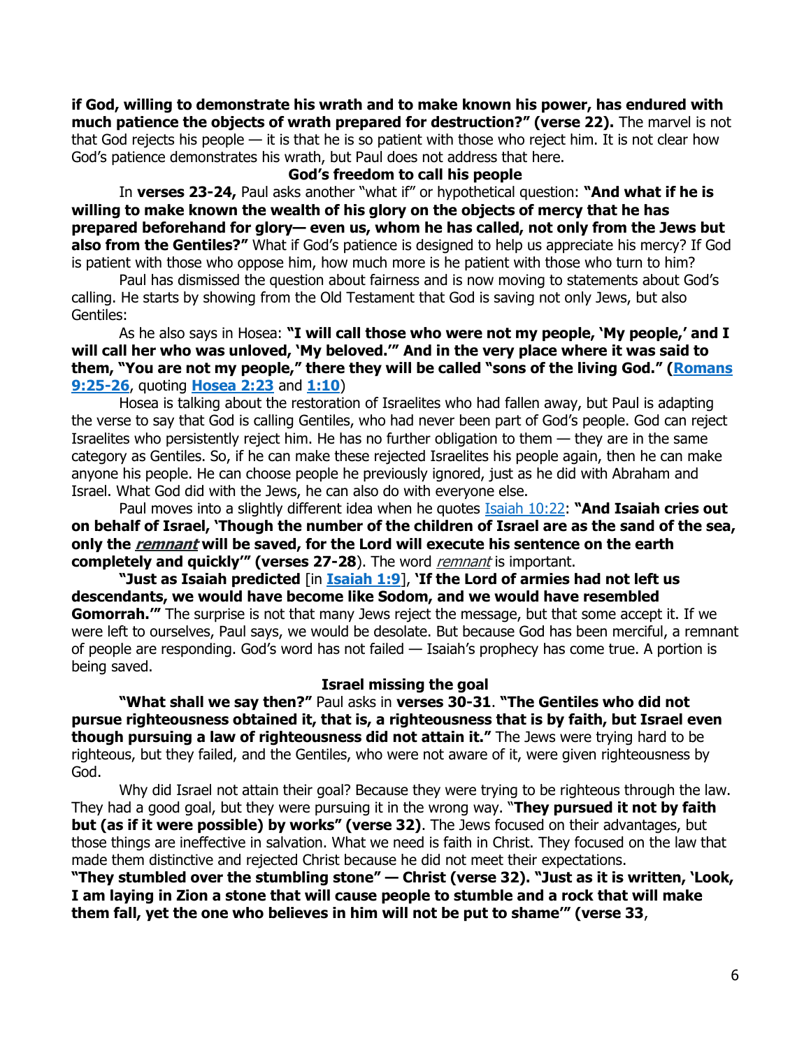**if God, willing to demonstrate his wrath and to make known his power, has endured with much patience the objects of wrath prepared for destruction?" (verse 22).** The marvel is not that God rejects his people — it is that he is so patient with those who reject him. It is not clear how God's patience demonstrates his wrath, but Paul does not address that here.

### God's freedom to call his people

In **verses 23-24,** Paul asks another "what if" or hypothetical question: **"And what if he is willing to make known the wealth of his glory on the objects of mercy that he has prepared beforehand for glory— even us, whom he has called, not only from the Jews but also from the Gentiles?"** What if God's patience is designed to help us appreciate his mercy? If God is patient with those who oppose him, how much more is he patient with those who turn to him?

Paul has dismissed the question about fairness and is now moving to statements about God's calling. He starts by showing from the Old Testament that God is saving not only Jews, but also Gentiles:

As he also says in Hosea: **"I will call those who were not my people, 'My people,' and I will call her who was unloved, 'My beloved.'" And in the very place where it was said to them, "You are not my people," there they will be called "sons of the living God." (Romans 9:25-26**, quoting **Hosea 2:23** and **1:10**)

Hosea is talking about the restoration of Israelites who had fallen away, but Paul is adapting the verse to say that God is calling Gentiles, who had never been part of God's people. God can reject Israelites who persistently reject him. He has no further obligation to them — they are in the same category as Gentiles. So, if he can make these rejected Israelites his people again, then he can make anyone his people. He can choose people he previously ignored, just as he did with Abraham and Israel. What God did with the Jews, he can also do with everyone else.

Paul moves into a slightly different idea when he quotes Isaiah 10:22: **"And Isaiah cries out on behalf of Israel, 'Though the number of the children of Israel are as the sand of the sea, only the _**remnant**_ will be saved, for the Lord will execute his sentence on the earth completely and quickly'" (verses 27-28**). The word _remnant_ is important.

**"Just as Isaiah predicted** [in **Isaiah 1:9**], **'If the Lord of armies had not left us descendants, we would have become like Sodom, and we would have resembled Gomorrah.'"** The surprise is not that many Jews reject the message, but that some accept it. If we were left to ourselves, Paul says, we would be desolate. But because God has been merciful, a remnant of people are responding. God's word has not failed — Isaiah's prophecy has come true. A portion is being saved.

### Israel missing the goal

**"What shall we say then?"** Paul asks in **verses 30-31**. **"The Gentiles who did not pursue righteousness obtained it, that is, a righteousness that is by faith, but Israel even though pursuing a law of righteousness did not attain it."** The Jews were trying hard to be righteous, but they failed, and the Gentiles, who were not aware of it, were given righteousness by God.

Why did Israel not attain their goal? Because they were trying to be righteous through the law. They had a good goal, but they were pursuing it in the wrong way. "**They pursued it not by faith but (as if it were possible) by works" (verse 32)**. The Jews focused on their advantages, but those things are ineffective in salvation. What we need is faith in Christ. They focused on the law that made them distinctive and rejected Christ because he did not meet their expectations.

**"They stumbled over the stumbling stone" — Christ (verse 32). "Just as it is written, 'Look, I am laying in Zion a stone that will cause people to stumble and a rock that will make them fall, yet the one who believes in him will not be put to shame'" (verse 33**,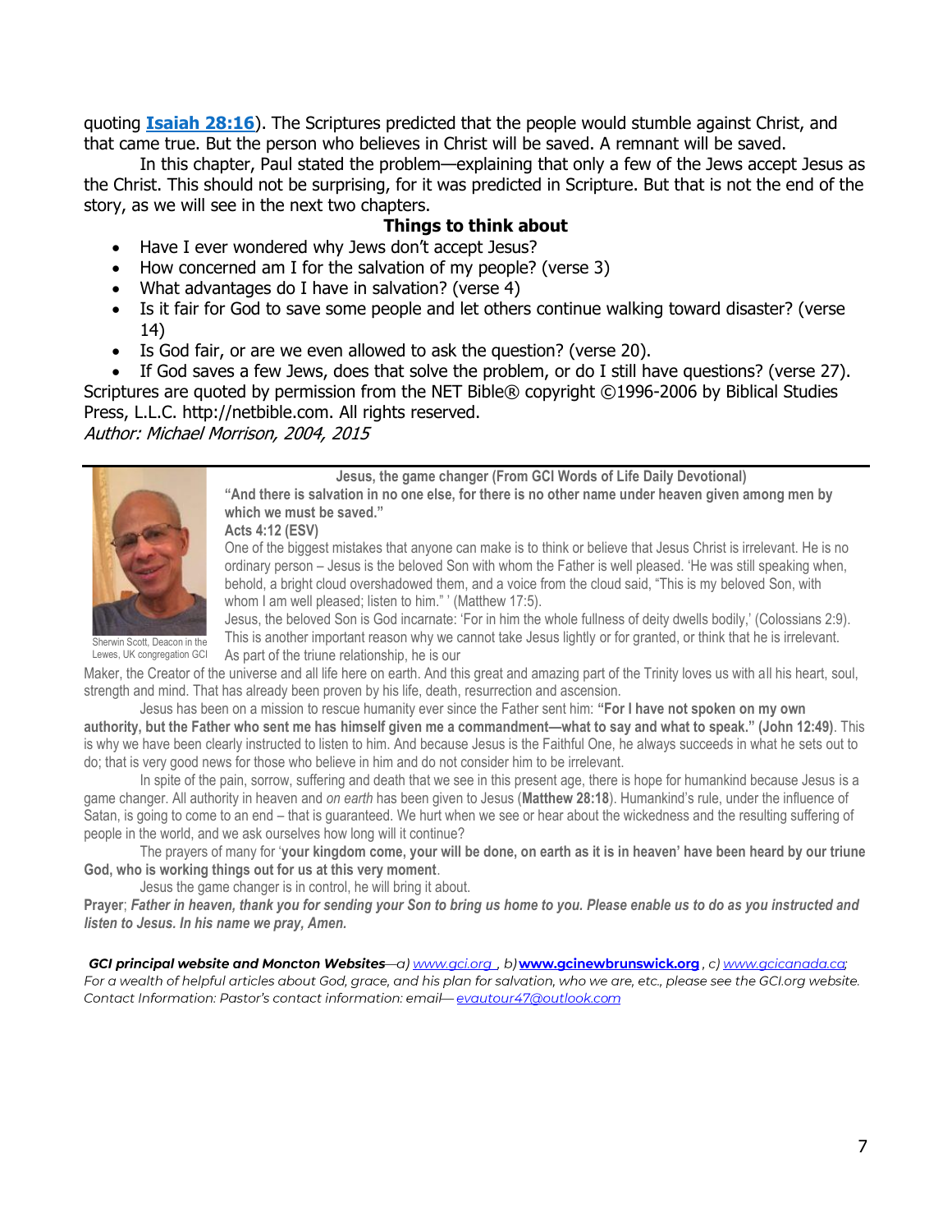quoting **Isaiah 28:16**). The Scriptures predicted that the people would stumble against Christ, and that came true. But the person who believes in Christ will be saved. A remnant will be saved.

In this chapter, Paul stated the problem—explaining that only a few of the Jews accept Jesus as the Christ. This should not be surprising, for it was predicted in Scripture. But that is not the end of the story, as we will see in the next two chapters.

### Things to think about

- Have I ever wondered why Jews don't accept Jesus?
- How concerned am I for the salvation of my people? (verse 3)
- What advantages do I have in salvation? (verse 4)
- Is it fair for God to save some people and let others continue walking toward disaster? (verse 14)
- Is God fair, or are we even allowed to ask the question? (verse 20).
- If God saves a few Jews, does that solve the problem, or do I still have questions? (verse 27).

Scriptures are quoted by permission from the NET Bible® copyright ©1996-2006 by Biblical Studies Press, L.L.C. http://netbible.com. All rights reserved.

*Author: Michael Morrison, 2004, 2015*

---

**Jesus, the game changer (From GCI Words of Life Daily Devotional)**

**"And there is salvation in no one else, for there is no other name under heaven given among men by which we must be saved."**

**Acts 4:12 (ESV)**

Sherwin Scott, Deacon in the Lewes, UK congregation GCI

One of the biggest mistakes that anyone can make is to think or believe that Jesus Christ is irrelevant. He is no ordinary person – Jesus is the beloved Son with whom the Father is well pleased. 'He was still speaking when, behold, a bright cloud overshadowed them, and a voice from the cloud said, "This is my beloved Son, with whom I am well pleased; listen to him." ' (Matthew 17:5).

Jesus, the beloved Son is God incarnate: 'For in him the whole fullness of deity dwells bodily,' (Colossians 2:9). This is another important reason why we cannot take Jesus lightly or for granted, or think that he is irrelevant. As part of the triune relationship, he is our Maker, the Creator of the universe and all life here on earth. And this great and amazing part of the Trinity loves us with all his heart, soul, strength and mind. That has already been proven by his life, death, resurrection and ascension.

Jesus has been on a mission to rescue humanity ever since the Father sent him: **"For I have not spoken on my own authority, but the Father who sent me has himself given me a commandment—what to say and what to speak." (John 12:49)**. This is why we have been clearly instructed to listen to him. And because Jesus is the Faithful One, he always succeeds in what he sets out to do; that is very good news for those who believe in him and do not consider him to be irrelevant.

In spite of the pain, sorrow, suffering and death that we see in this present age, there is hope for humankind because Jesus is a game changer. All authority in heaven and *on earth* has been given to Jesus (**Matthew 28:18**). Humankind's rule, under the influence of Satan, is going to come to an end – that is guaranteed. We hurt when we see or hear about the wickedness and the resulting suffering of people in the world, and we ask ourselves how long will it continue?

The prayers of many for '**your kingdom come, your will be done, on earth as it is in heaven' have been heard by our triune God, who is working things out for us at this very moment**.

Jesus the game changer is in control, he will bring it about.

**Prayer**; ***Father in heaven, thank you for sending your Son to bring us home to you. Please enable us to do as you instructed and listen to Jesus. In his name we pray, Amen.***

***GCI principal website and Moncton Websites****—a) www.gci.org , b)* **www.gcinewbrunswick.org** *, c) www.gcicanada.ca;*
*For a wealth of helpful articles about God, grace, and his plan for salvation, who we are, etc., please see the GCI.org website.*
*Contact Information: Pastor's contact information: email— evautour47@outlook.com*